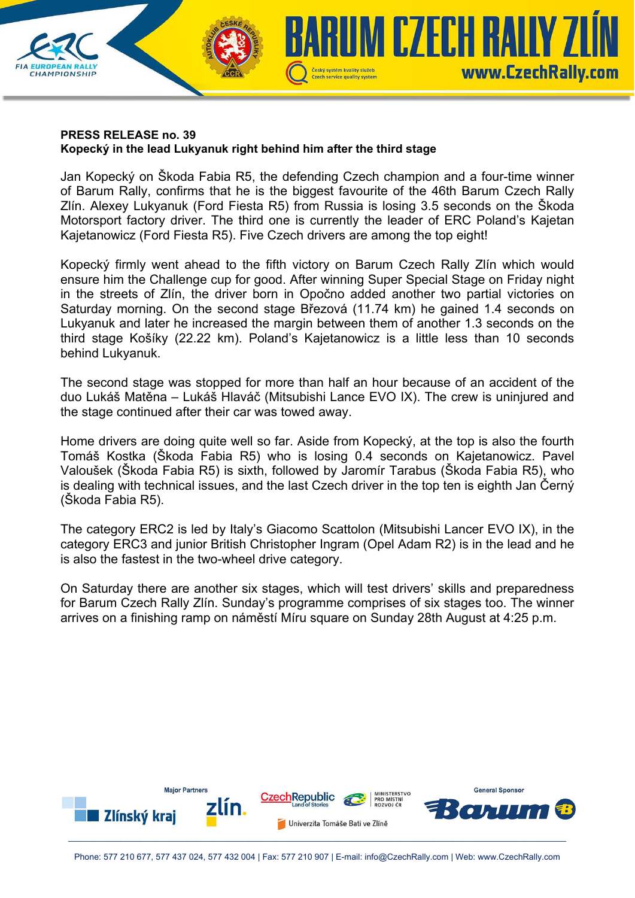**PRESS RELEASE no. 39**
**Kopecký in the lead Lukyanuk right behind him after the third stage**

Jan Kopecký on Škoda Fabia R5, the defending Czech champion and a four-time winner of Barum Rally, confirms that he is the biggest favourite of the 46th Barum Czech Rally Zlín. Alexey Lukyanuk (Ford Fiesta R5) from Russia is losing 3.5 seconds on the Škoda Motorsport factory driver. The third one is currently the leader of ERC Poland's Kajetan Kajetanowicz (Ford Fiesta R5). Five Czech drivers are among the top eight!

Kopecký firmly went ahead to the fifth victory on Barum Czech Rally Zlín which would ensure him the Challenge cup for good. After winning Super Special Stage on Friday night in the streets of Zlín, the driver born in Opočno added another two partial victories on Saturday morning. On the second stage Březová (11.74 km) he gained 1.4 seconds on Lukyanuk and later he increased the margin between them of another 1.3 seconds on the third stage Košíky (22.22 km). Poland's Kajetanowicz is a little less than 10 seconds behind Lukyanuk.

The second stage was stopped for more than half an hour because of an accident of the duo Lukáš Matěna – Lukáš Hlaváč (Mitsubishi Lance EVO IX). The crew is uninjured and the stage continued after their car was towed away.

Home drivers are doing quite well so far. Aside from Kopecký, at the top is also the fourth Tomáš Kostka (Škoda Fabia R5) who is losing 0.4 seconds on Kajetanowicz. Pavel Valoušek (Škoda Fabia R5) is sixth, followed by Jaromír Tarabus (Škoda Fabia R5), who is dealing with technical issues, and the last Czech driver in the top ten is eighth Jan Černý (Škoda Fabia R5).

The category ERC2 is led by Italy's Giacomo Scattolon (Mitsubishi Lancer EVO IX), in the category ERC3 and junior British Christopher Ingram (Opel Adam R2) is in the lead and he is also the fastest in the two-wheel drive category.

On Saturday there are another six stages, which will test drivers' skills and preparedness for Barum Czech Rally Zlín. Sunday's programme comprises of six stages too. The winner arrives on a finishing ramp on náměstí Míru square on Sunday 28th August at 4:25 p.m.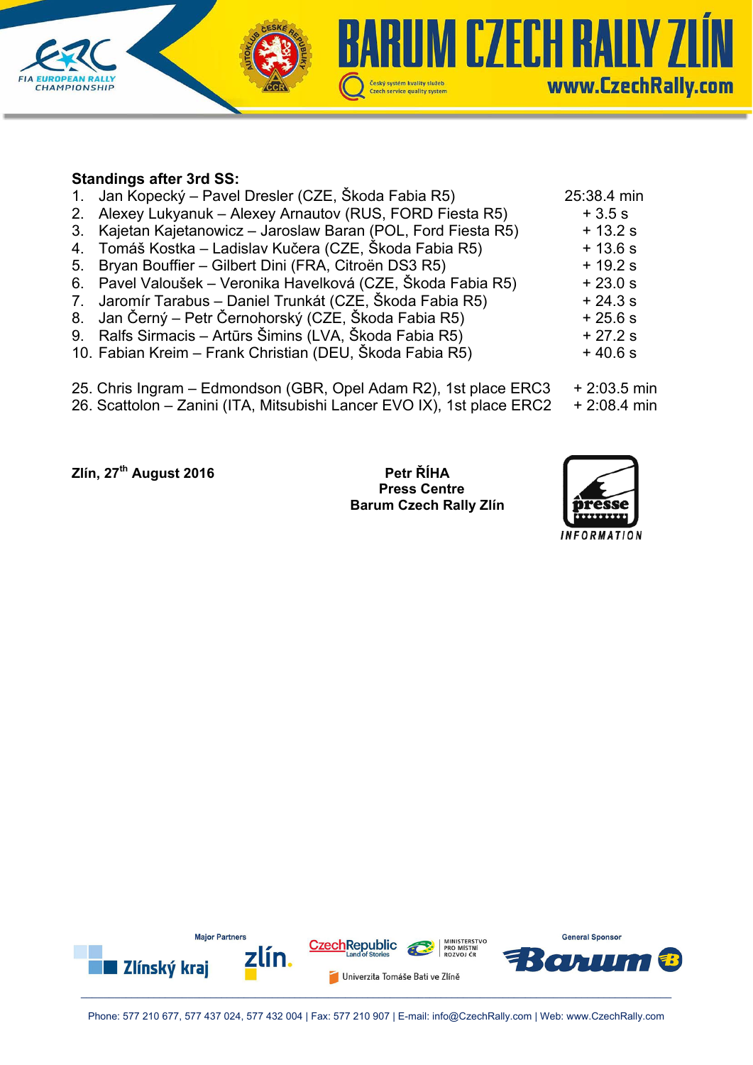**Standings after 3rd SS:**

| | | |
|---|---|---|
| 1. | Jan Kopecký – Pavel Dresler (CZE, Škoda Fabia R5) | 25:38.4 min |
| 2. | Alexey Lukyanuk – Alexey Arnautov (RUS, FORD Fiesta R5) | + 3.5 s |
| 3. | Kajetan Kajetanowicz – Jaroslaw Baran (POL, Ford Fiesta R5) | + 13.2 s |
| 4. | Tomáš Kostka – Ladislav Kučera (CZE, Škoda Fabia R5) | + 13.6 s |
| 5. | Bryan Bouffier – Gilbert Dini (FRA, Citroën DS3 R5) | + 19.2 s |
| 6. | Pavel Valoušek – Veronika Havelková (CZE, Škoda Fabia R5) | + 23.0 s |
| 7. | Jaromír Tarabus – Daniel Trunkát (CZE, Škoda Fabia R5) | + 24.3 s |
| 8. | Jan Černý – Petr Černohorský (CZE, Škoda Fabia R5) | + 25.6 s |
| 9. | Ralfs Sirmacis – Artūrs Šimins (LVA, Škoda Fabia R5) | + 27.2 s |
| 10. | Fabian Kreim – Frank Christian (DEU, Škoda Fabia R5) | + 40.6 s |
| 25. | Chris Ingram – Edmondson (GBR, Opel Adam R2), 1st place ERC3 | + 2:03.5 min |
| 26. | Scattolon – Zanini (ITA, Mitsubishi Lancer EVO IX), 1st place ERC2 | + 2:08.4 min |

**Zlín, 27th August 2016**

**Petr ŘÍHA**
**Press Centre**
**Barum Czech Rally Zlín**

Phone: 577 210 677, 577 437 024, 577 432 004 | Fax: 577 210 907 | E-mail: info@CzechRally.com | Web: www.CzechRally.com